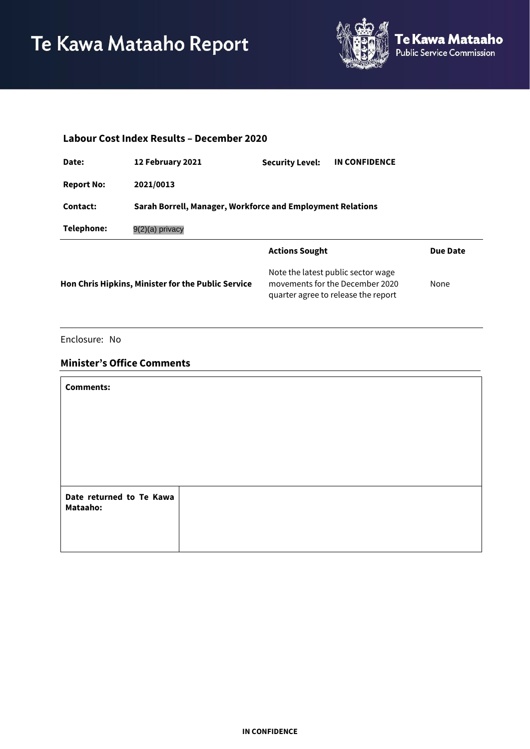# Te Kawa Mataaho Report

Te Kawa Mataaho
Public Service Commission

## Labour Cost Index Results – December 2020

| | | | |
|---|---|---|---|
| **Date:** | **12 February 2021** | **Security Level:** | **IN CONFIDENCE** |
| **Report No:** | **2021/0013** | | |
| **Contact:** | **Sarah Borrell, Manager, Workforce and Employment Relations** | | |
| **Telephone:** | 9(2)(a) privacy | | |

| | Actions Sought | Due Date |
|---|---|---|
| **Hon Chris Hipkins, Minister for the Public Service** | Note the latest public sector wage movements for the December 2020 quarter agree to release the report | None |

Enclosure: No

## Minister's Office Comments

| | |
|---|---|
| **Comments:** | |
| **Date returned to Te Kawa Mataaho:** | |

**IN CONFIDENCE**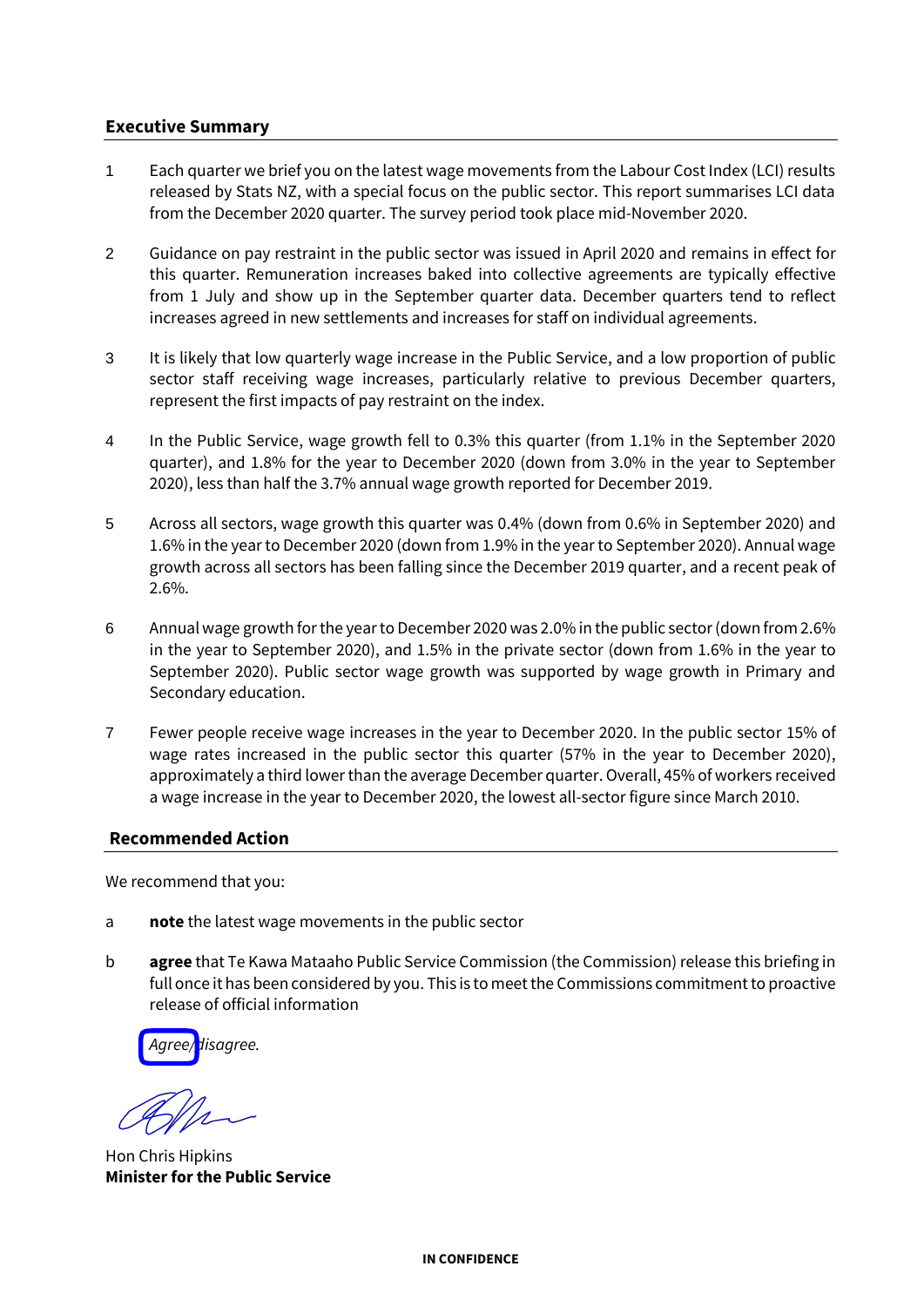## Executive Summary

1 Each quarter we brief you on the latest wage movements from the Labour Cost Index (LCI) results released by Stats NZ, with a special focus on the public sector. This report summarises LCI data from the December 2020 quarter. The survey period took place mid-November 2020.

2 Guidance on pay restraint in the public sector was issued in April 2020 and remains in effect for this quarter. Remuneration increases baked into collective agreements are typically effective from 1 July and show up in the September quarter data. December quarters tend to reflect increases agreed in new settlements and increases for staff on individual agreements.

3 It is likely that low quarterly wage increase in the Public Service, and a low proportion of public sector staff receiving wage increases, particularly relative to previous December quarters, represent the first impacts of pay restraint on the index.

4 In the Public Service, wage growth fell to 0.3% this quarter (from 1.1% in the September 2020 quarter), and 1.8% for the year to December 2020 (down from 3.0% in the year to September 2020), less than half the 3.7% annual wage growth reported for December 2019.

5 Across all sectors, wage growth this quarter was 0.4% (down from 0.6% in September 2020) and 1.6% in the year to December 2020 (down from 1.9% in the year to September 2020). Annual wage growth across all sectors has been falling since the December 2019 quarter, and a recent peak of 2.6%.

6 Annual wage growth for the year to December 2020 was 2.0% in the public sector (down from 2.6% in the year to September 2020), and 1.5% in the private sector (down from 1.6% in the year to September 2020). Public sector wage growth was supported by wage growth in Primary and Secondary education.

7 Fewer people receive wage increases in the year to December 2020. In the public sector 15% of wage rates increased in the public sector this quarter (57% in the year to December 2020), approximately a third lower than the average December quarter. Overall, 45% of workers received a wage increase in the year to December 2020, the lowest all-sector figure since March 2010.

## Recommended Action

We recommend that you:

a **note** the latest wage movements in the public sector

b **agree** that Te Kawa Mataaho Public Service Commission (the Commission) release this briefing in full once it has been considered by you. This is to meet the Commissions commitment to proactive release of official information

*Agree/disagree.*

Hon Chris Hipkins
**Minister for the Public Service**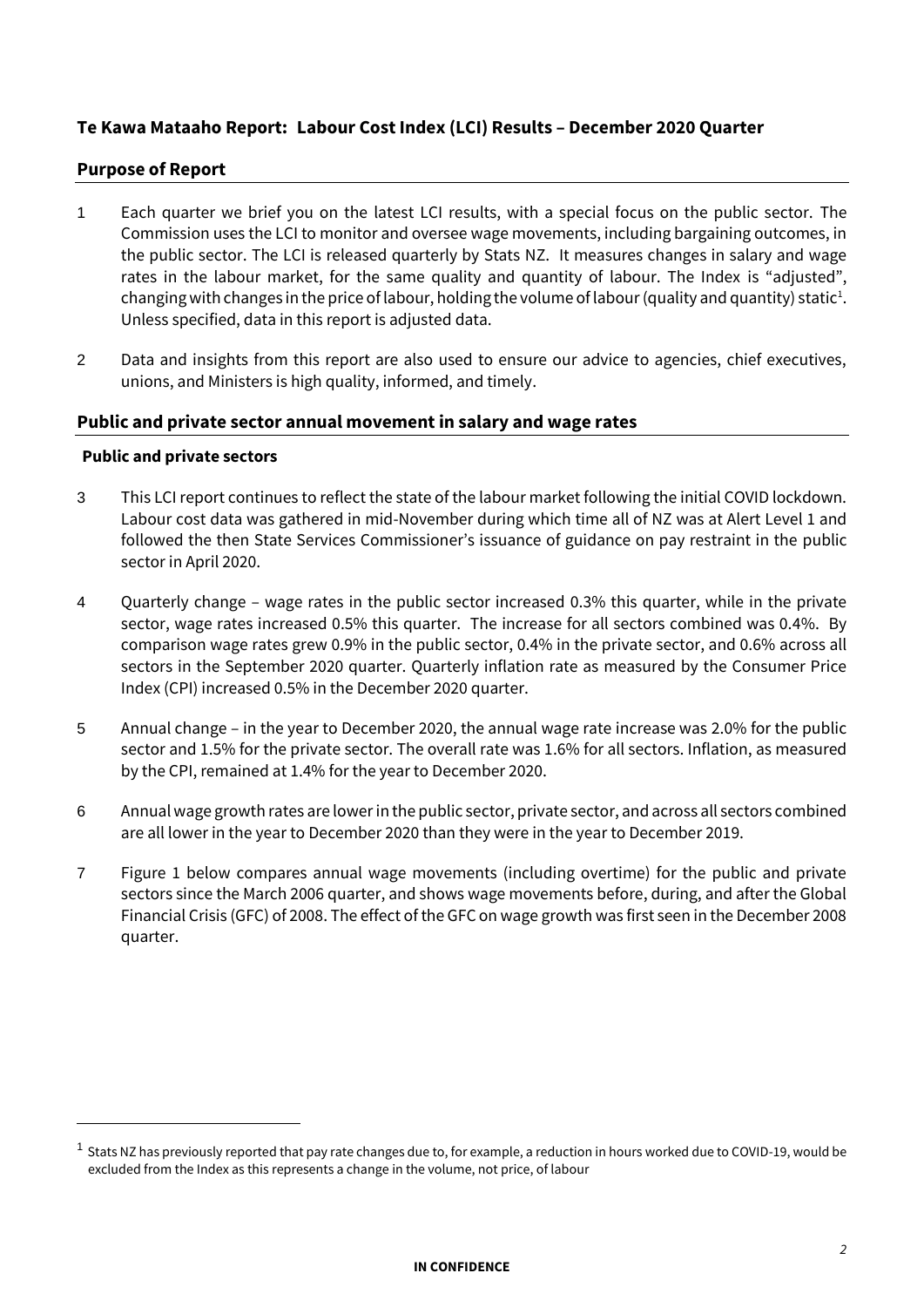## Te Kawa Mataaho Report: Labour Cost Index (LCI) Results – December 2020 Quarter

### Purpose of Report

1 Each quarter we brief you on the latest LCI results, with a special focus on the public sector. The Commission uses the LCI to monitor and oversee wage movements, including bargaining outcomes, in the public sector. The LCI is released quarterly by Stats NZ. It measures changes in salary and wage rates in the labour market, for the same quality and quantity of labour. The Index is "adjusted", changing with changes in the price of labour, holding the volume of labour (quality and quantity) static[1]. Unless specified, data in this report is adjusted data.

2 Data and insights from this report are also used to ensure our advice to agencies, chief executives, unions, and Ministers is high quality, informed, and timely.

### Public and private sector annual movement in salary and wage rates

#### Public and private sectors

3 This LCI report continues to reflect the state of the labour market following the initial COVID lockdown. Labour cost data was gathered in mid-November during which time all of NZ was at Alert Level 1 and followed the then State Services Commissioner's issuance of guidance on pay restraint in the public sector in April 2020.

4 Quarterly change – wage rates in the public sector increased 0.3% this quarter, while in the private sector, wage rates increased 0.5% this quarter. The increase for all sectors combined was 0.4%. By comparison wage rates grew 0.9% in the public sector, 0.4% in the private sector, and 0.6% across all sectors in the September 2020 quarter. Quarterly inflation rate as measured by the Consumer Price Index (CPI) increased 0.5% in the December 2020 quarter.

5 Annual change – in the year to December 2020, the annual wage rate increase was 2.0% for the public sector and 1.5% for the private sector. The overall rate was 1.6% for all sectors. Inflation, as measured by the CPI, remained at 1.4% for the year to December 2020.

6 Annual wage growth rates are lower in the public sector, private sector, and across all sectors combined are all lower in the year to December 2020 than they were in the year to December 2019.

7 Figure 1 below compares annual wage movements (including overtime) for the public and private sectors since the March 2006 quarter, and shows wage movements before, during, and after the Global Financial Crisis (GFC) of 2008. The effect of the GFC on wage growth was first seen in the December 2008 quarter.

[1] Stats NZ has previously reported that pay rate changes due to, for example, a reduction in hours worked due to COVID-19, would be excluded from the Index as this represents a change in the volume, not price, of labour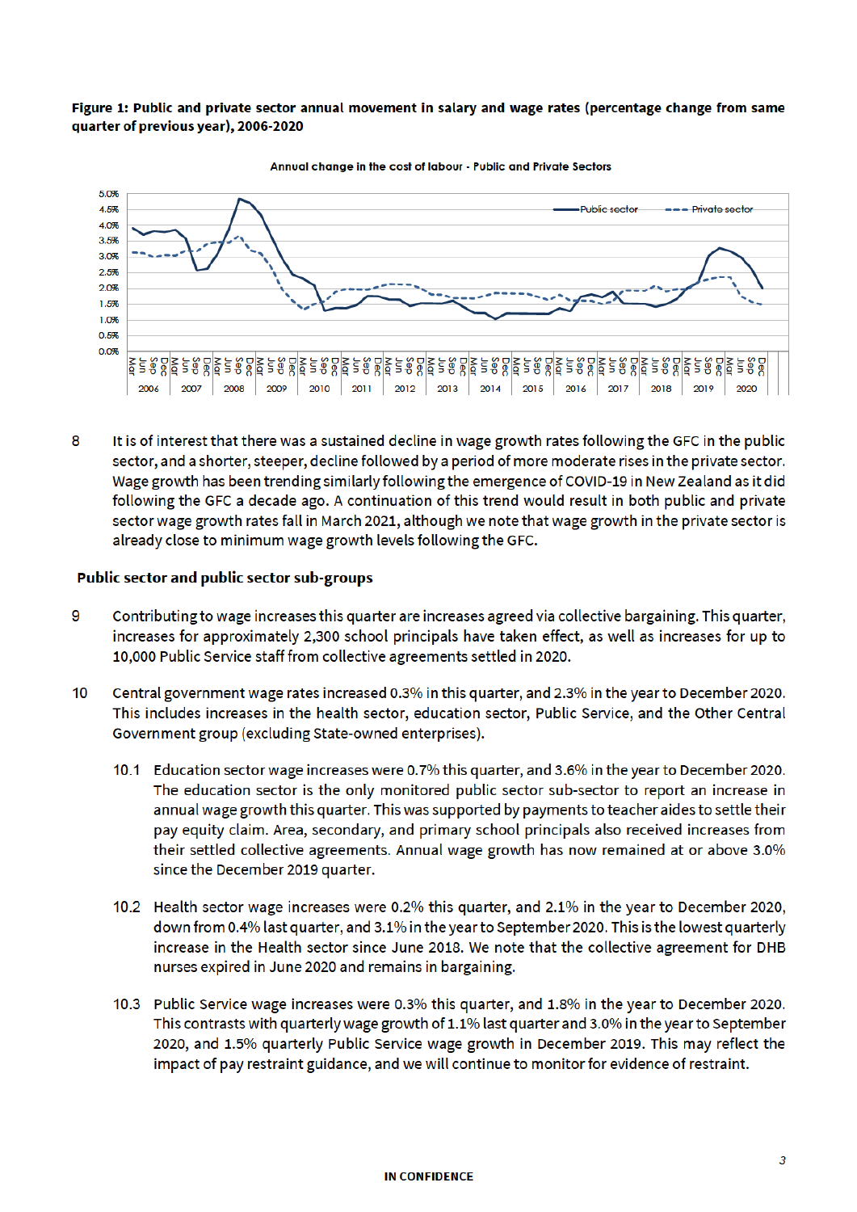**Figure 1: Public and private sector annual movement in salary and wage rates (percentage change from same quarter of previous year), 2006-2020**

Annual change in the cost of labour - Public and Private Sectors

Public sector
Private sector

5.0%
4.5%
4.0%
3.5%
3.0%
2.5%
2.0%
1.5%
1.0%
0.5%
0.0%

Mar Jun Sep Dec
2006 2007 2008 2009 2010 2011 2012 2013 2014 2015 2016 2017 2018 2019 2020

8 It is of interest that there was a sustained decline in wage growth rates following the GFC in the public sector, and a shorter, steeper, decline followed by a period of more moderate rises in the private sector. Wage growth has been trending similarly following the emergence of COVID-19 in New Zealand as it did following the GFC a decade ago. A continuation of this trend would result in both public and private sector wage growth rates fall in March 2021, although we note that wage growth in the private sector is already close to minimum wage growth levels following the GFC.

## Public sector and public sector sub-groups

9 Contributing to wage increases this quarter are increases agreed via collective bargaining. This quarter, increases for approximately 2,300 school principals have taken effect, as well as increases for up to 10,000 Public Service staff from collective agreements settled in 2020.

10 Central government wage rates increased 0.3% in this quarter, and 2.3% in the year to December 2020. This includes increases in the health sector, education sector, Public Service, and the Other Central Government group (excluding State-owned enterprises).

10.1 Education sector wage increases were 0.7% this quarter, and 3.6% in the year to December 2020. The education sector is the only monitored public sector sub-sector to report an increase in annual wage growth this quarter. This was supported by payments to teacher aides to settle their pay equity claim. Area, secondary, and primary school principals also received increases from their settled collective agreements. Annual wage growth has now remained at or above 3.0% since the December 2019 quarter.

10.2 Health sector wage increases were 0.2% this quarter, and 2.1% in the year to December 2020, down from 0.4% last quarter, and 3.1% in the year to September 2020. This is the lowest quarterly increase in the Health sector since June 2018. We note that the collective agreement for DHB nurses expired in June 2020 and remains in bargaining.

10.3 Public Service wage increases were 0.3% this quarter, and 1.8% in the year to December 2020. This contrasts with quarterly wage growth of 1.1% last quarter and 3.0% in the year to September 2020, and 1.5% quarterly Public Service wage growth in December 2019. This may reflect the impact of pay restraint guidance, and we will continue to monitor for evidence of restraint.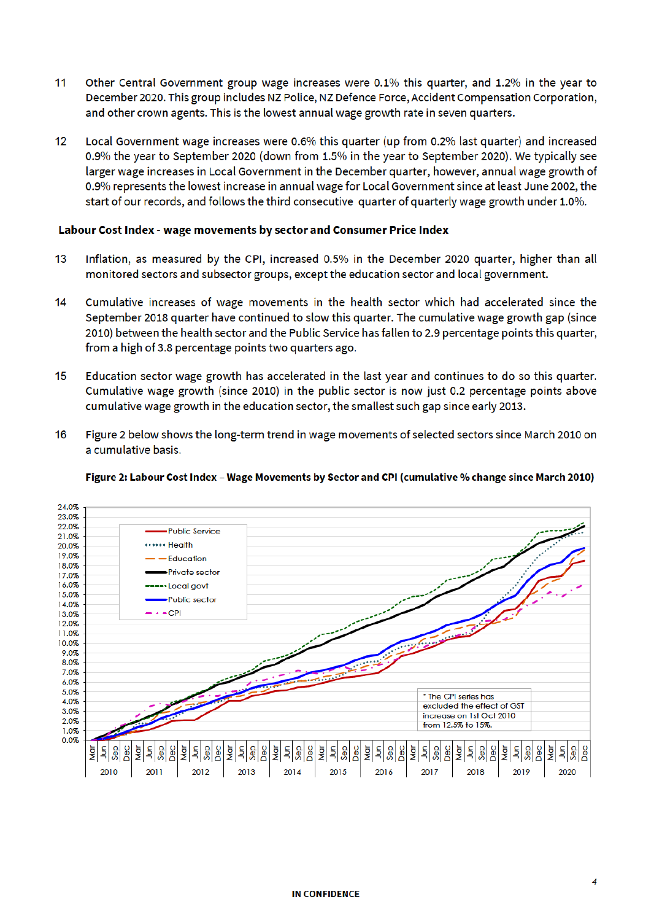11 Other Central Government group wage increases were 0.1% this quarter, and 1.2% in the year to December 2020. This group includes NZ Police, NZ Defence Force, Accident Compensation Corporation, and other crown agents. This is the lowest annual wage growth rate in seven quarters.

12 Local Government wage increases were 0.6% this quarter (up from 0.2% last quarter) and increased 0.9% the year to September 2020 (down from 1.5% in the year to September 2020). We typically see larger wage increases in Local Government in the December quarter, however, annual wage growth of 0.9% represents the lowest increase in annual wage for Local Government since at least June 2002, the start of our records, and follows the third consecutive quarter of quarterly wage growth under 1.0%.

**Labour Cost Index - wage movements by sector and Consumer Price Index**

13 Inflation, as measured by the CPI, increased 0.5% in the December 2020 quarter, higher than all monitored sectors and subsector groups, except the education sector and local government.

14 Cumulative increases of wage movements in the health sector which had accelerated since the September 2018 quarter have continued to slow this quarter. The cumulative wage growth gap (since 2010) between the health sector and the Public Service has fallen to 2.9 percentage points this quarter, from a high of 3.8 percentage points two quarters ago.

15 Education sector wage growth has accelerated in the last year and continues to do so this quarter. Cumulative wage growth (since 2010) in the public sector is now just 0.2 percentage points above cumulative wage growth in the education sector, the smallest such gap since early 2013.

16 Figure 2 below shows the long-term trend in wage movements of selected sectors since March 2010 on a cumulative basis.

**Figure 2: Labour Cost Index – Wage Movements by Sector and CPI (cumulative % change since March 2010)**

24.0%
23.0%
22.0%
21.0%
20.0%
19.0%
18.0%
17.0%
16.0%
15.0%
14.0%
13.0%
12.0%
11.0%
10.0%
9.0%
8.0%
7.0%
6.0%
5.0%
4.0%
3.0%
2.0%
1.0%
0.0%

Public Service
Health
Education
Private sector
Local govt
Public sector
CPI

* The CPI series has excluded the effect of GST increase on 1st Oct 2010 from 12.5% to 15%.

Mar Jun Sep Dec
2010 2011 2012 2013 2014 2015 2016 2017 2018 2019 2020

**IN CONFIDENCE**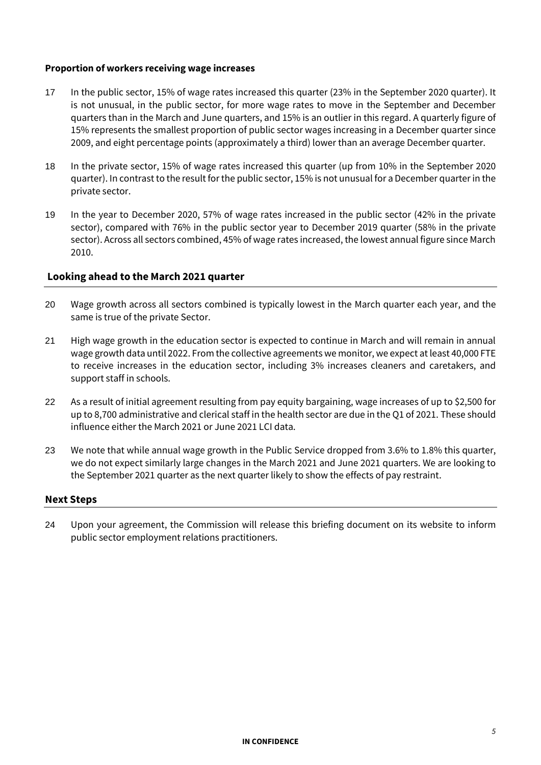### Proportion of workers receiving wage increases

17 In the public sector, 15% of wage rates increased this quarter (23% in the September 2020 quarter). It is not unusual, in the public sector, for more wage rates to move in the September and December quarters than in the March and June quarters, and 15% is an outlier in this regard. A quarterly figure of 15% represents the smallest proportion of public sector wages increasing in a December quarter since 2009, and eight percentage points (approximately a third) lower than an average December quarter.

18 In the private sector, 15% of wage rates increased this quarter (up from 10% in the September 2020 quarter). In contrast to the result for the public sector, 15% is not unusual for a December quarter in the private sector.

19 In the year to December 2020, 57% of wage rates increased in the public sector (42% in the private sector), compared with 76% in the public sector year to December 2019 quarter (58% in the private sector). Across all sectors combined, 45% of wage rates increased, the lowest annual figure since March 2010.

## Looking ahead to the March 2021 quarter

20 Wage growth across all sectors combined is typically lowest in the March quarter each year, and the same is true of the private Sector.

21 High wage growth in the education sector is expected to continue in March and will remain in annual wage growth data until 2022. From the collective agreements we monitor, we expect at least 40,000 FTE to receive increases in the education sector, including 3% increases cleaners and caretakers, and support staff in schools.

22 As a result of initial agreement resulting from pay equity bargaining, wage increases of up to $2,500 for up to 8,700 administrative and clerical staff in the health sector are due in the Q1 of 2021. These should influence either the March 2021 or June 2021 LCI data.

23 We note that while annual wage growth in the Public Service dropped from 3.6% to 1.8% this quarter, we do not expect similarly large changes in the March 2021 and June 2021 quarters. We are looking to the September 2021 quarter as the next quarter likely to show the effects of pay restraint.

## Next Steps

24 Upon your agreement, the Commission will release this briefing document on its website to inform public sector employment relations practitioners.